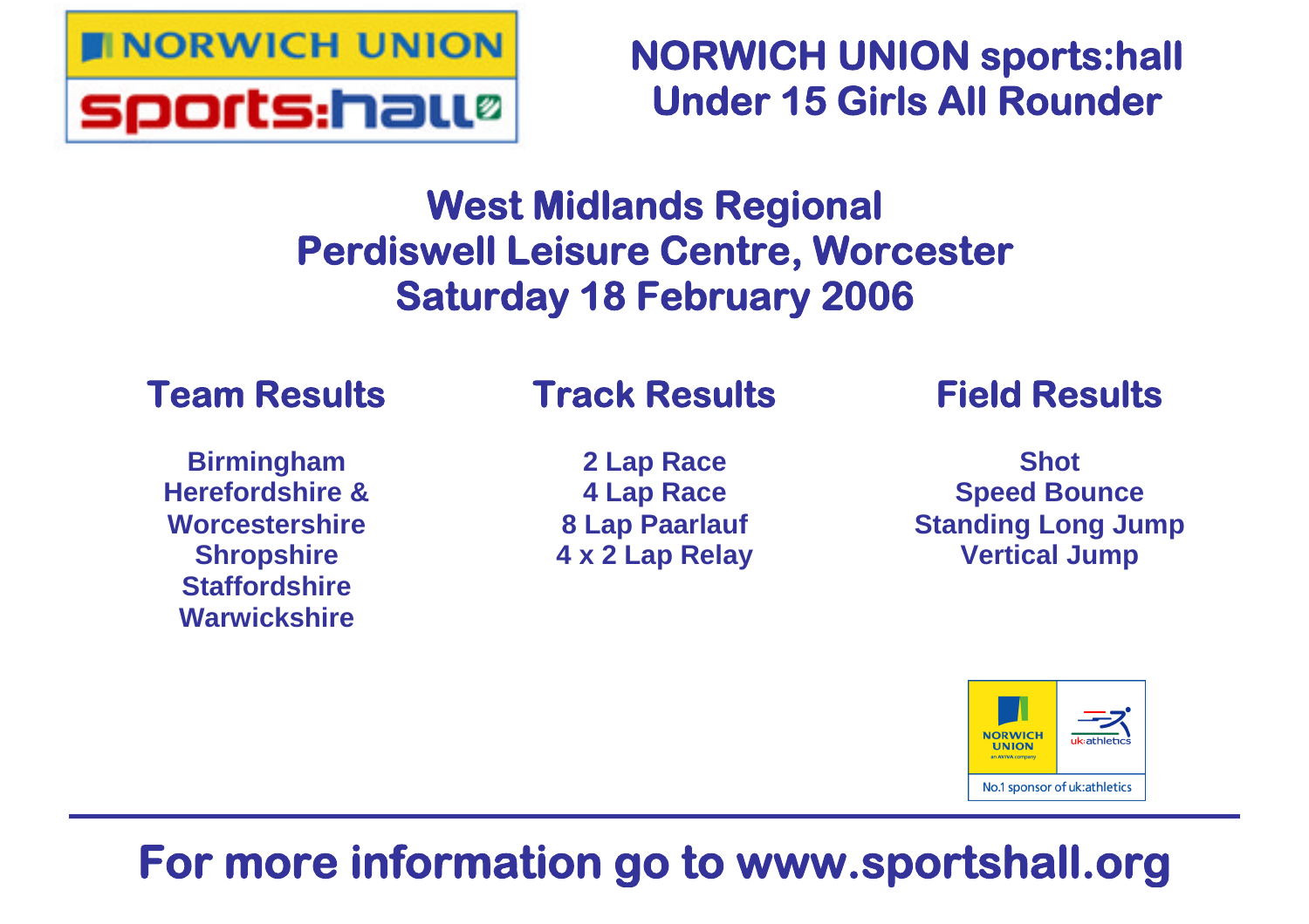# NORWICH UNION sports:hall Under 15 Girls All Rounder

## West Midlands Regional
## Perdiswell Leisure Centre, Worcester
## Saturday 18 February 2006

### Team Results

- Birmingham
- Herefordshire & Worcestershire
- Shropshire
- Staffordshire
- Warwickshire

### Track Results

- 2 Lap Race
- 4 Lap Race
- 8 Lap Paarlauf
- 4 x 2 Lap Relay

### Field Results

- Shot
- Speed Bounce
- Standing Long Jump
- Vertical Jump

NORWICH UNION an AVIVA company | uk:athletics

No.1 sponsor of uk:athletics

---

**For more information go to www.sportshall.org**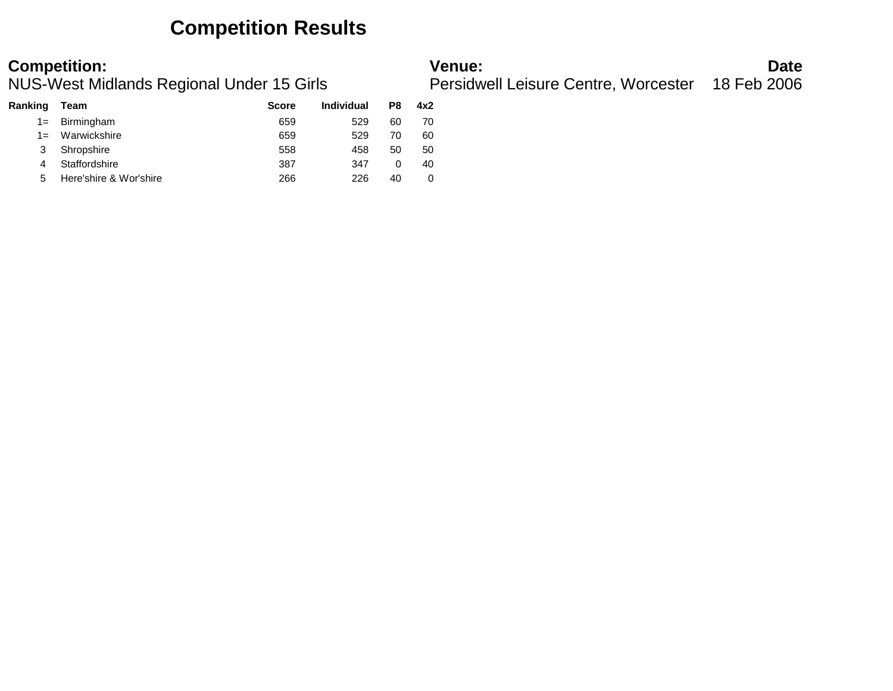# Competition Results

**Competition:**
NUS-West Midlands Regional Under 15 Girls

**Venue:**
Persidwell Leisure Centre, Worcester

**Date**
18 Feb 2006

| Ranking | Team | Score | Individual | P8 | 4x2 |
|---|---|---|---|---|---|
| 1= | Birmingham | 659 | 529 | 60 | 70 |
| 1= | Warwickshire | 659 | 529 | 70 | 60 |
| 3 | Shropshire | 558 | 458 | 50 | 50 |
| 4 | Staffordshire | 387 | 347 | 0 | 40 |
| 5 | Here'shire & Wor'shire | 266 | 226 | 40 | 0 |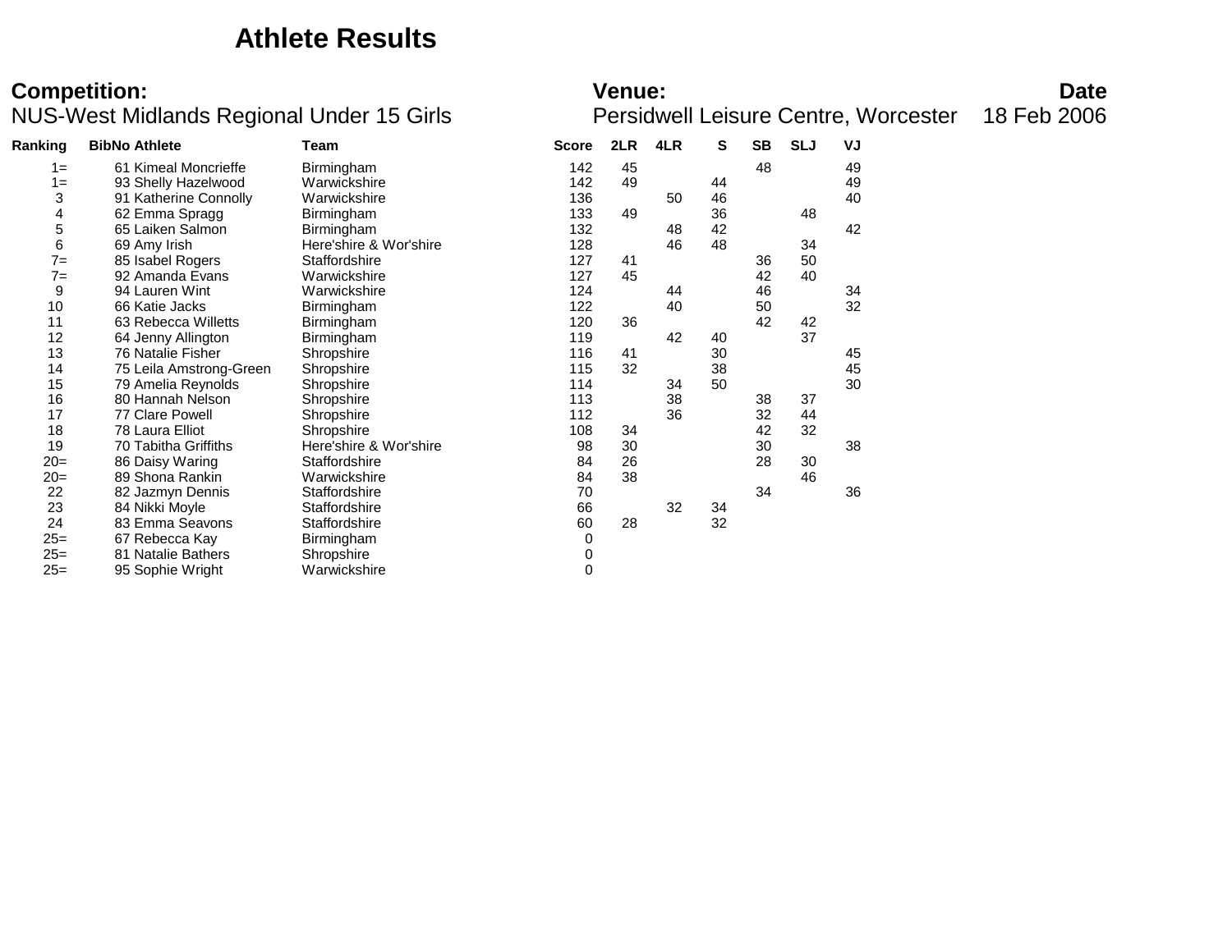# Athlete Results

**Competition:**
NUS-West Midlands Regional Under 15 Girls

**Venue:**
Persidwell Leisure Centre, Worcester

**Date**
18 Feb 2006

| Ranking | BibNo | Athlete | Team | Score | 2LR | 4LR | S | SB | SLJ | VJ |
|---|---|---|---|---|---|---|---|---|---|---|
| 1= | 61 | Kimeal Moncrieffe | Birmingham | 142 | 45 | | | 48 | | 49 |
| 1= | 93 | Shelly Hazelwood | Warwickshire | 142 | 49 | | 44 | | | 49 |
| 3 | 91 | Katherine Connolly | Warwickshire | 136 | | 50 | 46 | | | 40 |
| 4 | 62 | Emma Spragg | Birmingham | 133 | 49 | | 36 | | 48 | |
| 5 | 65 | Laiken Salmon | Birmingham | 132 | | 48 | 42 | | | 42 |
| 6 | 69 | Amy Irish | Here'shire & Wor'shire | 128 | | 46 | 48 | | 34 | |
| 7= | 85 | Isabel Rogers | Staffordshire | 127 | 41 | | | 36 | 50 | |
| 7= | 92 | Amanda Evans | Warwickshire | 127 | 45 | | | 42 | 40 | |
| 9 | 94 | Lauren Wint | Warwickshire | 124 | | 44 | | 46 | | 34 |
| 10 | 66 | Katie Jacks | Birmingham | 122 | | 40 | | 50 | | 32 |
| 11 | 63 | Rebecca Willetts | Birmingham | 120 | 36 | | | 42 | 42 | |
| 12 | 64 | Jenny Allington | Birmingham | 119 | | 42 | 40 | | 37 | |
| 13 | 76 | Natalie Fisher | Shropshire | 116 | 41 | | 30 | | | 45 |
| 14 | 75 | Leila Amstrong-Green | Shropshire | 115 | 32 | | 38 | | | 45 |
| 15 | 79 | Amelia Reynolds | Shropshire | 114 | | 34 | 50 | | | 30 |
| 16 | 80 | Hannah Nelson | Shropshire | 113 | | 38 | | 38 | 37 | |
| 17 | 77 | Clare Powell | Shropshire | 112 | | 36 | | 32 | 44 | |
| 18 | 78 | Laura Elliot | Shropshire | 108 | 34 | | | 42 | 32 | |
| 19 | 70 | Tabitha Griffiths | Here'shire & Wor'shire | 98 | 30 | | | 30 | | 38 |
| 20= | 86 | Daisy Waring | Staffordshire | 84 | 26 | | | 28 | 30 | |
| 20= | 89 | Shona Rankin | Warwickshire | 84 | 38 | | | | 46 | |
| 22 | 82 | Jazmyn Dennis | Staffordshire | 70 | | | | 34 | | 36 |
| 23 | 84 | Nikki Moyle | Staffordshire | 66 | | 32 | 34 | | | |
| 24 | 83 | Emma Seavons | Staffordshire | 60 | 28 | | 32 | | | |
| 25= | 67 | Rebecca Kay | Birmingham | 0 | | | | | | |
| 25= | 81 | Natalie Bathers | Shropshire | 0 | | | | | | |
| 25= | 95 | Sophie Wright | Warwickshire | 0 | | | | | | |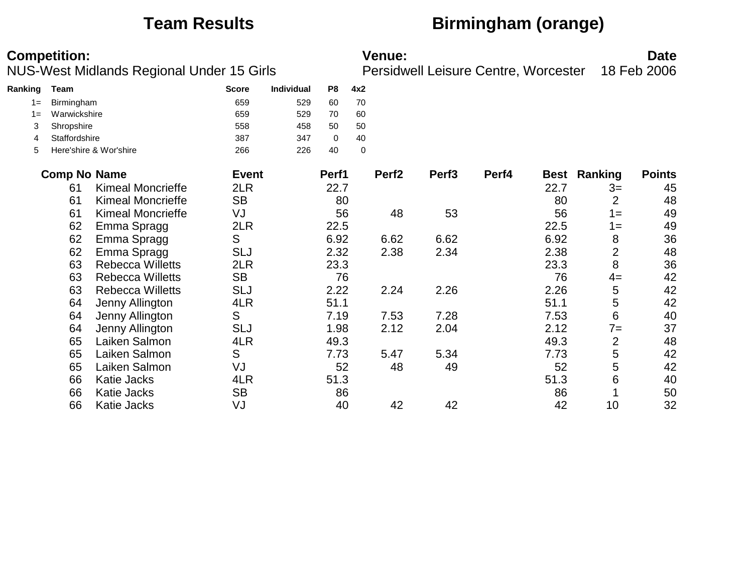# Team Results — Birmingham (orange)

**Competition:**
NUS-West Midlands Regional Under 15 Girls

**Venue:**
Persidwell Leisure Centre, Worcester

**Date**
18 Feb 2006

| Ranking | Team | Score | Individual | P8 | 4x2 |
|---|---|---|---|---|---|
| 1= | Birmingham | 659 | 529 | 60 | 70 |
| 1= | Warwickshire | 659 | 529 | 70 | 60 |
| 3 | Shropshire | 558 | 458 | 50 | 50 |
| 4 | Staffordshire | 387 | 347 | 0 | 40 |
| 5 | Here'shire & Wor'shire | 266 | 226 | 40 | 0 |

| Comp No | Name | Event | Perf1 | Perf2 | Perf3 | Perf4 | Best | Ranking | Points |
|---|---|---|---|---|---|---|---|---|---|
| 61 | Kimeal Moncrieffe | 2LR | 22.7 | | | | 22.7 | 3= | 45 |
| 61 | Kimeal Moncrieffe | SB | 80 | | | | 80 | 2 | 48 |
| 61 | Kimeal Moncrieffe | VJ | 56 | 48 | 53 | | 56 | 1= | 49 |
| 62 | Emma Spragg | 2LR | 22.5 | | | | 22.5 | 1= | 49 |
| 62 | Emma Spragg | S | 6.92 | 6.62 | 6.62 | | 6.92 | 8 | 36 |
| 62 | Emma Spragg | SLJ | 2.32 | 2.38 | 2.34 | | 2.38 | 2 | 48 |
| 63 | Rebecca Willetts | 2LR | 23.3 | | | | 23.3 | 8 | 36 |
| 63 | Rebecca Willetts | SB | 76 | | | | 76 | 4= | 42 |
| 63 | Rebecca Willetts | SLJ | 2.22 | 2.24 | 2.26 | | 2.26 | 5 | 42 |
| 64 | Jenny Allington | 4LR | 51.1 | | | | 51.1 | 5 | 42 |
| 64 | Jenny Allington | S | 7.19 | 7.53 | 7.28 | | 7.53 | 6 | 40 |
| 64 | Jenny Allington | SLJ | 1.98 | 2.12 | 2.04 | | 2.12 | 7= | 37 |
| 65 | Laiken Salmon | 4LR | 49.3 | | | | 49.3 | 2 | 48 |
| 65 | Laiken Salmon | S | 7.73 | 5.47 | 5.34 | | 7.73 | 5 | 42 |
| 65 | Laiken Salmon | VJ | 52 | 48 | 49 | | 52 | 5 | 42 |
| 66 | Katie Jacks | 4LR | 51.3 | | | | 51.3 | 6 | 40 |
| 66 | Katie Jacks | SB | 86 | | | | 86 | 1 | 50 |
| 66 | Katie Jacks | VJ | 40 | 42 | 42 | | 42 | 10 | 32 |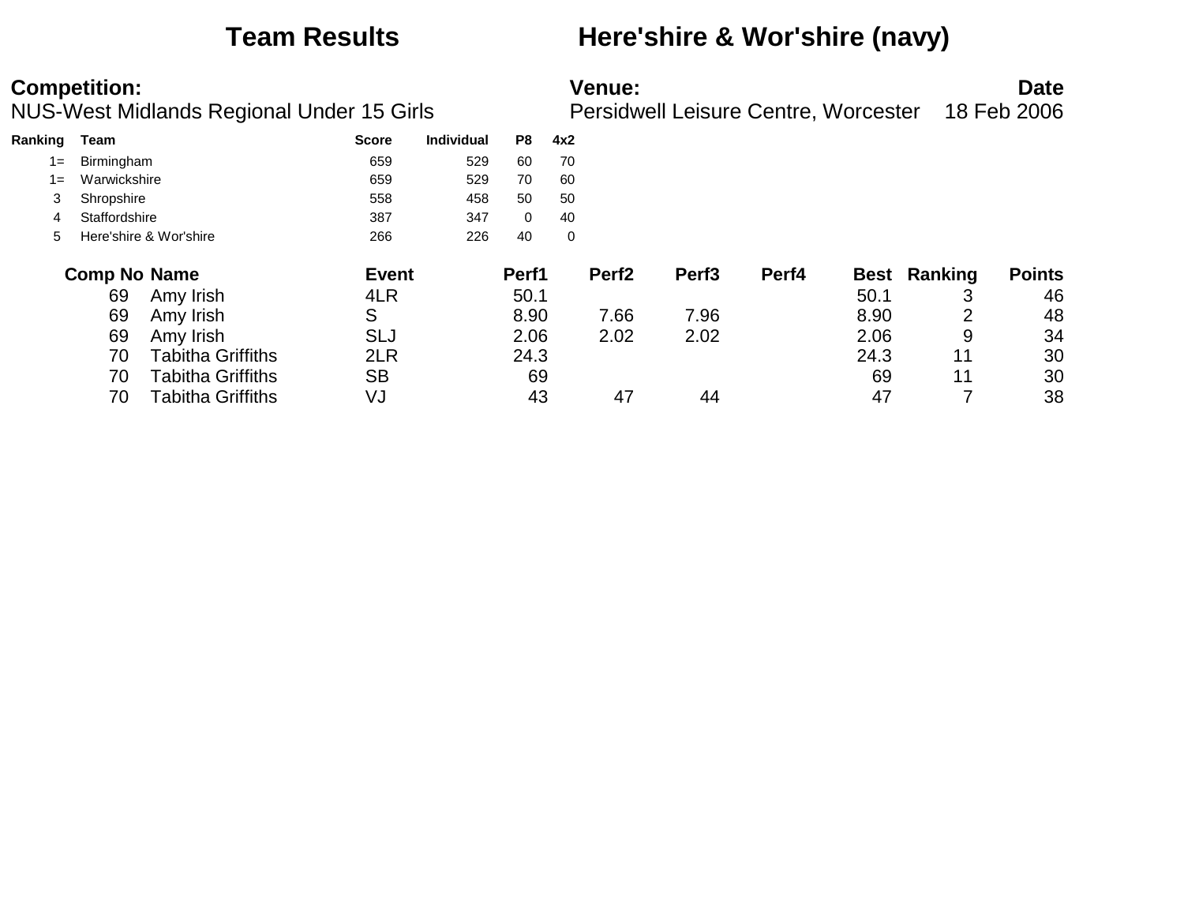# Team Results — Here'shire & Wor'shire (navy)

**Competition:**
NUS-West Midlands Regional Under 15 Girls

**Venue:**
Persidwell Leisure Centre, Worcester

**Date**
18 Feb 2006

| Ranking | Team | Score | Individual | P8 | 4x2 |
|---|---|---|---|---|---|
| 1= | Birmingham | 659 | 529 | 60 | 70 |
| 1= | Warwickshire | 659 | 529 | 70 | 60 |
| 3 | Shropshire | 558 | 458 | 50 | 50 |
| 4 | Staffordshire | 387 | 347 | 0 | 40 |
| 5 | Here'shire & Wor'shire | 266 | 226 | 40 | 0 |

| Comp No | Name | Event | Perf1 | Perf2 | Perf3 | Perf4 | Best | Ranking | Points |
|---|---|---|---|---|---|---|---|---|---|
| 69 | Amy Irish | 4LR | 50.1 | | | | 50.1 | 3 | 46 |
| 69 | Amy Irish | S | 8.90 | 7.66 | 7.96 | | 8.90 | 2 | 48 |
| 69 | Amy Irish | SLJ | 2.06 | 2.02 | 2.02 | | 2.06 | 9 | 34 |
| 70 | Tabitha Griffiths | 2LR | 24.3 | | | | 24.3 | 11 | 30 |
| 70 | Tabitha Griffiths | SB | 69 | | | | 69 | 11 | 30 |
| 70 | Tabitha Griffiths | VJ | 43 | 47 | 44 | | 47 | 7 | 38 |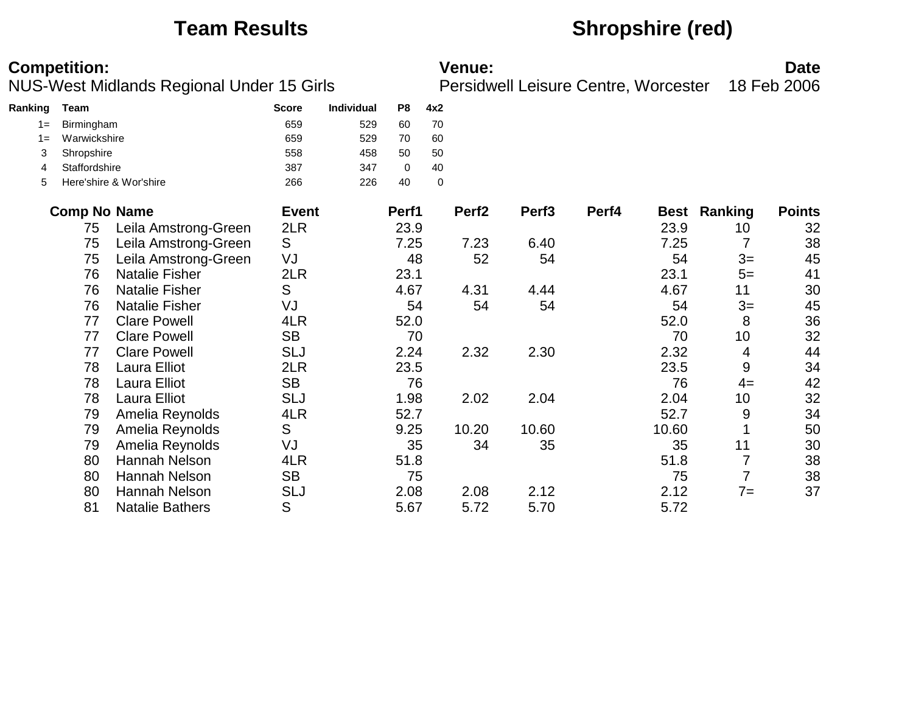# Team Results

## Shropshire (red)

**Competition:**
NUS-West Midlands Regional Under 15 Girls

**Venue:**
Persidwell Leisure Centre, Worcester

**Date**
18 Feb 2006

| Ranking | Team | Score | Individual | P8 | 4x2 |
|---|---|---|---|---|---|
| 1= | Birmingham | 659 | 529 | 60 | 70 |
| 1= | Warwickshire | 659 | 529 | 70 | 60 |
| 3 | Shropshire | 558 | 458 | 50 | 50 |
| 4 | Staffordshire | 387 | 347 | 0 | 40 |
| 5 | Here'shire & Wor'shire | 266 | 226 | 40 | 0 |

| Comp No | Name | Event | Perf1 | Perf2 | Perf3 | Perf4 | Best | Ranking | Points |
|---|---|---|---|---|---|---|---|---|---|
| 75 | Leila Amstrong-Green | 2LR | 23.9 | | | | 23.9 | 10 | 32 |
| 75 | Leila Amstrong-Green | S | 7.25 | 7.23 | 6.40 | | 7.25 | 7 | 38 |
| 75 | Leila Amstrong-Green | VJ | 48 | 52 | 54 | | 54 | 3= | 45 |
| 76 | Natalie Fisher | 2LR | 23.1 | | | | 23.1 | 5= | 41 |
| 76 | Natalie Fisher | S | 4.67 | 4.31 | 4.44 | | 4.67 | 11 | 30 |
| 76 | Natalie Fisher | VJ | 54 | 54 | 54 | | 54 | 3= | 45 |
| 77 | Clare Powell | 4LR | 52.0 | | | | 52.0 | 8 | 36 |
| 77 | Clare Powell | SB | 70 | | | | 70 | 10 | 32 |
| 77 | Clare Powell | SLJ | 2.24 | 2.32 | 2.30 | | 2.32 | 4 | 44 |
| 78 | Laura Elliot | 2LR | 23.5 | | | | 23.5 | 9 | 34 |
| 78 | Laura Elliot | SB | 76 | | | | 76 | 4= | 42 |
| 78 | Laura Elliot | SLJ | 1.98 | 2.02 | 2.04 | | 2.04 | 10 | 32 |
| 79 | Amelia Reynolds | 4LR | 52.7 | | | | 52.7 | 9 | 34 |
| 79 | Amelia Reynolds | S | 9.25 | 10.20 | 10.60 | | 10.60 | 1 | 50 |
| 79 | Amelia Reynolds | VJ | 35 | 34 | 35 | | 35 | 11 | 30 |
| 80 | Hannah Nelson | 4LR | 51.8 | | | | 51.8 | 7 | 38 |
| 80 | Hannah Nelson | SB | 75 | | | | 75 | 7 | 38 |
| 80 | Hannah Nelson | SLJ | 2.08 | 2.08 | 2.12 | | 2.12 | 7= | 37 |
| 81 | Natalie Bathers | S | 5.67 | 5.72 | 5.70 | | 5.72 | | |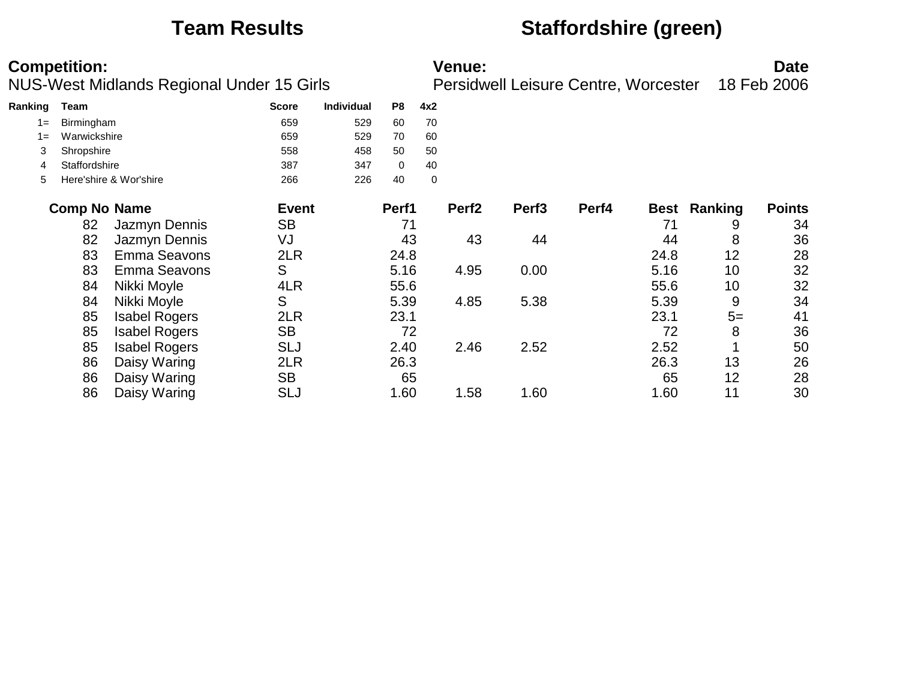# Team Results

# Staffordshire (green)

**Competition:**
NUS-West Midlands Regional Under 15 Girls

**Venue:**
Persidwell Leisure Centre, Worcester

**Date**
18 Feb 2006

| Ranking | Team | Score | Individual | P8 | 4x2 |
|---|---|---|---|---|---|
| 1= | Birmingham | 659 | 529 | 60 | 70 |
| 1= | Warwickshire | 659 | 529 | 70 | 60 |
| 3 | Shropshire | 558 | 458 | 50 | 50 |
| 4 | Staffordshire | 387 | 347 | 0 | 40 |
| 5 | Here'shire & Wor'shire | 266 | 226 | 40 | 0 |

| Comp No | Name | Event | Perf1 | Perf2 | Perf3 | Perf4 | Best | Ranking | Points |
|---|---|---|---|---|---|---|---|---|---|
| 82 | Jazmyn Dennis | SB | 71 | | | | 71 | 9 | 34 |
| 82 | Jazmyn Dennis | VJ | 43 | 43 | 44 | | 44 | 8 | 36 |
| 83 | Emma Seavons | 2LR | 24.8 | | | | 24.8 | 12 | 28 |
| 83 | Emma Seavons | S | 5.16 | 4.95 | 0.00 | | 5.16 | 10 | 32 |
| 84 | Nikki Moyle | 4LR | 55.6 | | | | 55.6 | 10 | 32 |
| 84 | Nikki Moyle | S | 5.39 | 4.85 | 5.38 | | 5.39 | 9 | 34 |
| 85 | Isabel Rogers | 2LR | 23.1 | | | | 23.1 | 5= | 41 |
| 85 | Isabel Rogers | SB | 72 | | | | 72 | 8 | 36 |
| 85 | Isabel Rogers | SLJ | 2.40 | 2.46 | 2.52 | | 2.52 | 1 | 50 |
| 86 | Daisy Waring | 2LR | 26.3 | | | | 26.3 | 13 | 26 |
| 86 | Daisy Waring | SB | 65 | | | | 65 | 12 | 28 |
| 86 | Daisy Waring | SLJ | 1.60 | 1.58 | 1.60 | | 1.60 | 11 | 30 |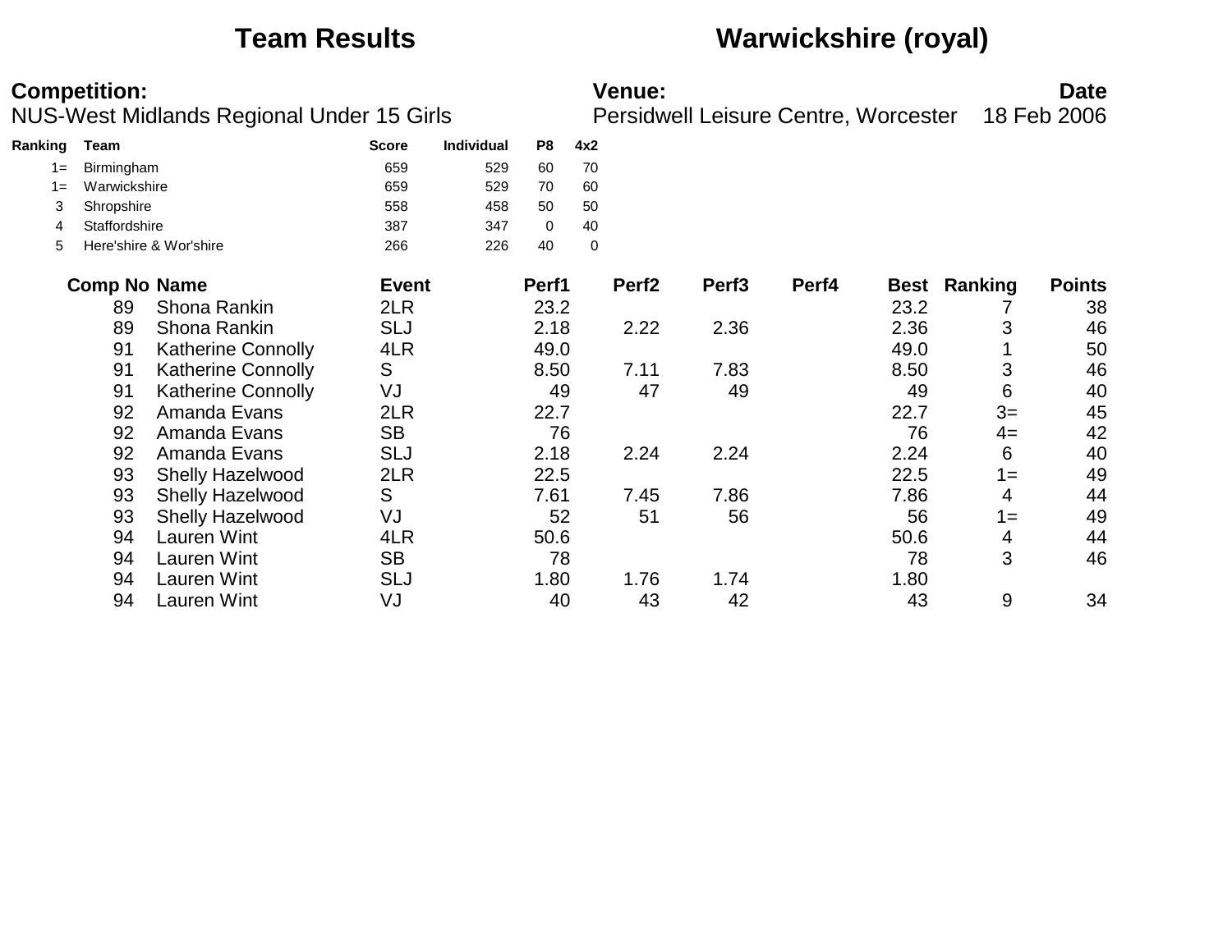## Team Results

## Warwickshire (royal)

**Competition:**
NUS-West Midlands Regional Under 15 Girls

**Venue:**
Persidwell Leisure Centre, Worcester

**Date**
18 Feb 2006

| Ranking | Team | Score | Individual | P8 | 4x2 |
|---|---|---|---|---|---|
| 1= | Birmingham | 659 | 529 | 60 | 70 |
| 1= | Warwickshire | 659 | 529 | 70 | 60 |
| 3 | Shropshire | 558 | 458 | 50 | 50 |
| 4 | Staffordshire | 387 | 347 | 0 | 40 |
| 5 | Here'shire & Wor'shire | 266 | 226 | 40 | 0 |

| Comp No | Name | Event | Perf1 | Perf2 | Perf3 | Perf4 | Best | Ranking | Points |
|---|---|---|---|---|---|---|---|---|---|
| 89 | Shona Rankin | 2LR | 23.2 | | | | 23.2 | 7 | 38 |
| 89 | Shona Rankin | SLJ | 2.18 | 2.22 | 2.36 | | 2.36 | 3 | 46 |
| 91 | Katherine Connolly | 4LR | 49.0 | | | | 49.0 | 1 | 50 |
| 91 | Katherine Connolly | S | 8.50 | 7.11 | 7.83 | | 8.50 | 3 | 46 |
| 91 | Katherine Connolly | VJ | 49 | 47 | 49 | | 49 | 6 | 40 |
| 92 | Amanda Evans | 2LR | 22.7 | | | | 22.7 | 3= | 45 |
| 92 | Amanda Evans | SB | 76 | | | | 76 | 4= | 42 |
| 92 | Amanda Evans | SLJ | 2.18 | 2.24 | 2.24 | | 2.24 | 6 | 40 |
| 93 | Shelly Hazelwood | 2LR | 22.5 | | | | 22.5 | 1= | 49 |
| 93 | Shelly Hazelwood | S | 7.61 | 7.45 | 7.86 | | 7.86 | 4 | 44 |
| 93 | Shelly Hazelwood | VJ | 52 | 51 | 56 | | 56 | 1= | 49 |
| 94 | Lauren Wint | 4LR | 50.6 | | | | 50.6 | 4 | 44 |
| 94 | Lauren Wint | SB | 78 | | | | 78 | 3 | 46 |
| 94 | Lauren Wint | SLJ | 1.80 | 1.76 | 1.74 | | 1.80 | | |
| 94 | Lauren Wint | VJ | 40 | 43 | 42 | | 43 | 9 | 34 |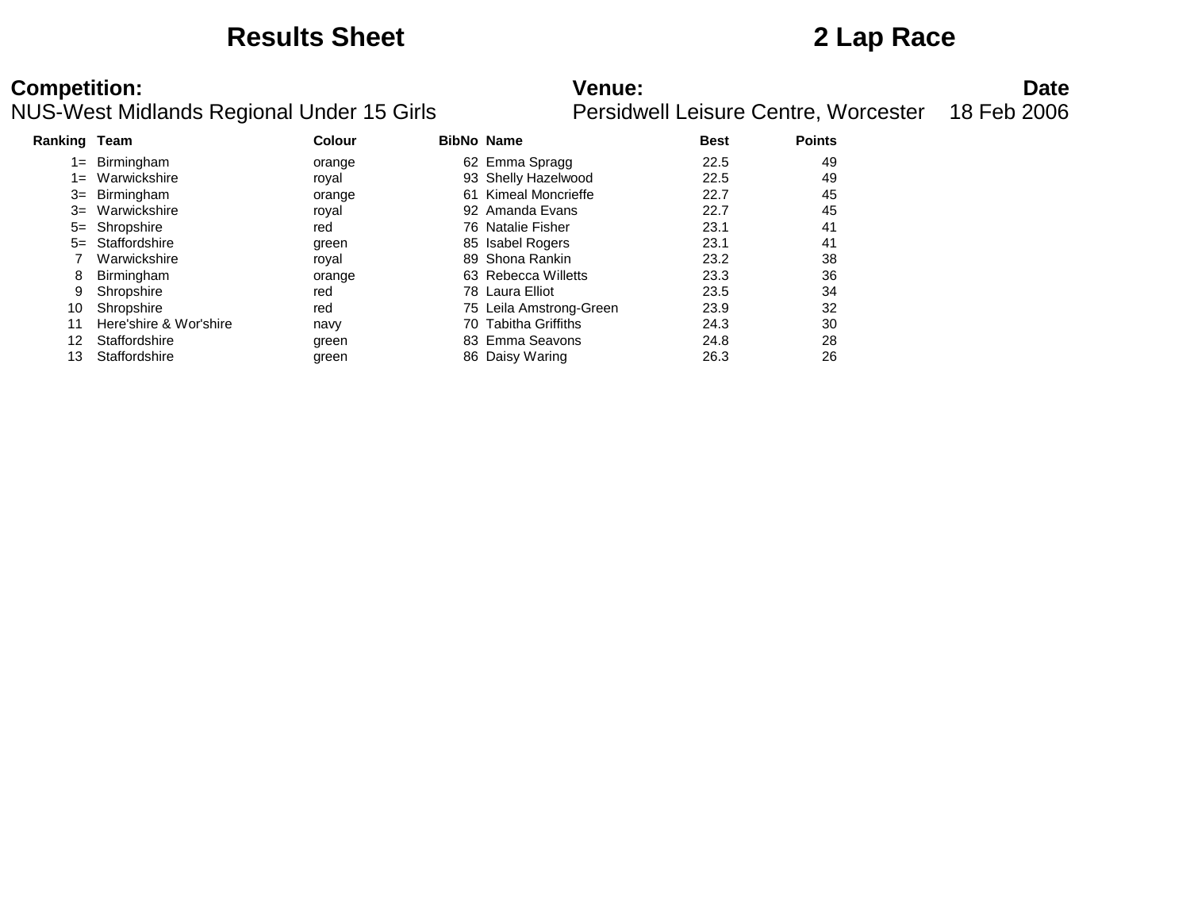# Results Sheet

# 2 Lap Race

**Competition:**
NUS-West Midlands Regional Under 15 Girls

**Venue:**
Persidwell Leisure Centre, Worcester

**Date**
18 Feb 2006

| Ranking | Team | Colour | BibNo | Name | Best | Points |
|---|---|---|---|---|---|---|
| 1= | Birmingham | orange | 62 | Emma Spragg | 22.5 | 49 |
| 1= | Warwickshire | royal | 93 | Shelly Hazelwood | 22.5 | 49 |
| 3= | Birmingham | orange | 61 | Kimeal Moncrieffe | 22.7 | 45 |
| 3= | Warwickshire | royal | 92 | Amanda Evans | 22.7 | 45 |
| 5= | Shropshire | red | 76 | Natalie Fisher | 23.1 | 41 |
| 5= | Staffordshire | green | 85 | Isabel Rogers | 23.1 | 41 |
| 7 | Warwickshire | royal | 89 | Shona Rankin | 23.2 | 38 |
| 8 | Birmingham | orange | 63 | Rebecca Willetts | 23.3 | 36 |
| 9 | Shropshire | red | 78 | Laura Elliot | 23.5 | 34 |
| 10 | Shropshire | red | 75 | Leila Amstrong-Green | 23.9 | 32 |
| 11 | Here'shire & Wor'shire | navy | 70 | Tabitha Griffiths | 24.3 | 30 |
| 12 | Staffordshire | green | 83 | Emma Seavons | 24.8 | 28 |
| 13 | Staffordshire | green | 86 | Daisy Waring | 26.3 | 26 |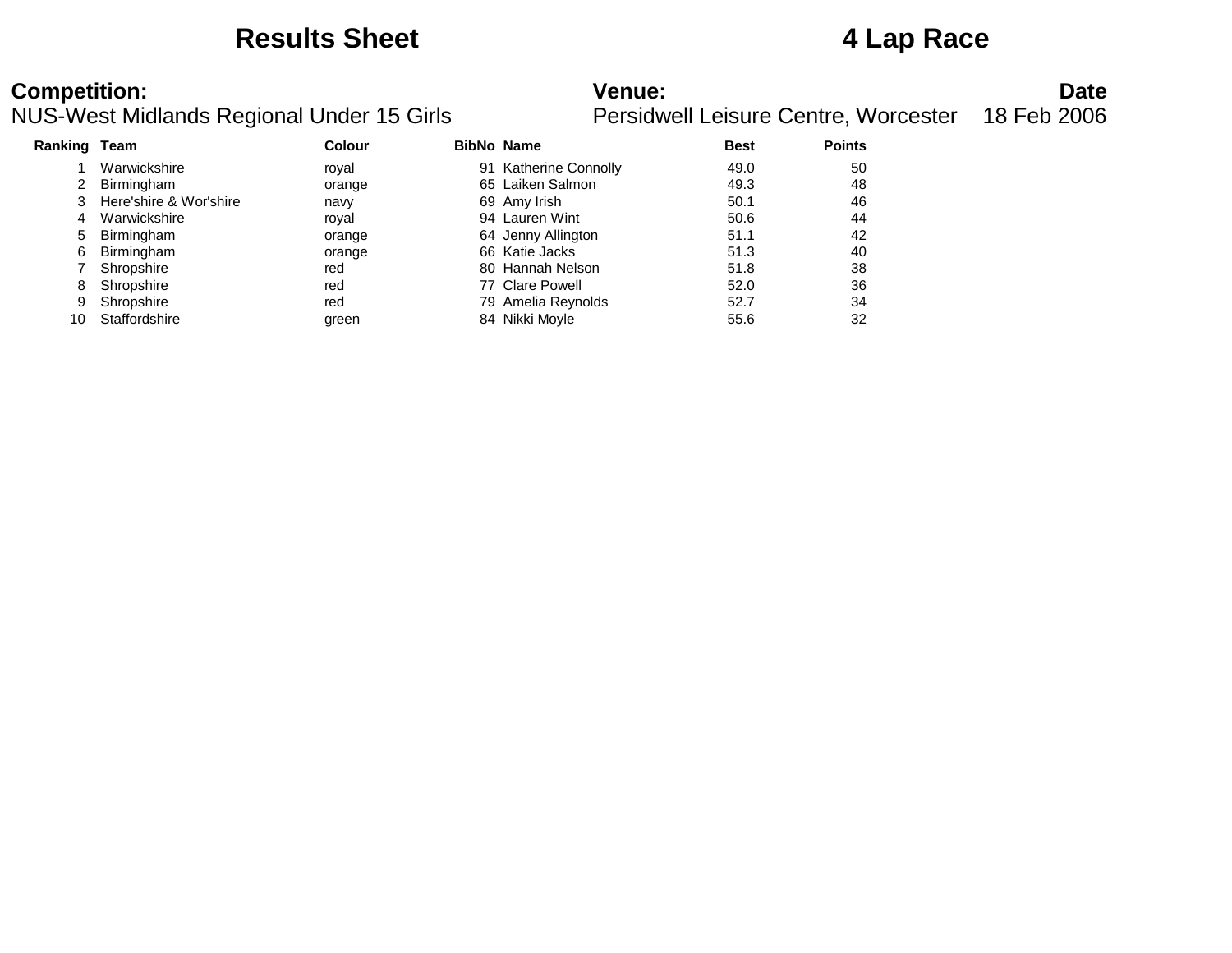# Results Sheet

# 4 Lap Race

**Competition:**
NUS-West Midlands Regional Under 15 Girls

**Venue:**
Persidwell Leisure Centre, Worcester

**Date**
18 Feb 2006

| Ranking | Team | Colour | BibNo | Name | Best | Points |
|---|---|---|---|---|---|---|
| 1 | Warwickshire | royal | 91 | Katherine Connolly | 49.0 | 50 |
| 2 | Birmingham | orange | 65 | Laiken Salmon | 49.3 | 48 |
| 3 | Here'shire & Wor'shire | navy | 69 | Amy Irish | 50.1 | 46 |
| 4 | Warwickshire | royal | 94 | Lauren Wint | 50.6 | 44 |
| 5 | Birmingham | orange | 64 | Jenny Allington | 51.1 | 42 |
| 6 | Birmingham | orange | 66 | Katie Jacks | 51.3 | 40 |
| 7 | Shropshire | red | 80 | Hannah Nelson | 51.8 | 38 |
| 8 | Shropshire | red | 77 | Clare Powell | 52.0 | 36 |
| 9 | Shropshire | red | 79 | Amelia Reynolds | 52.7 | 34 |
| 10 | Staffordshire | green | 84 | Nikki Moyle | 55.6 | 32 |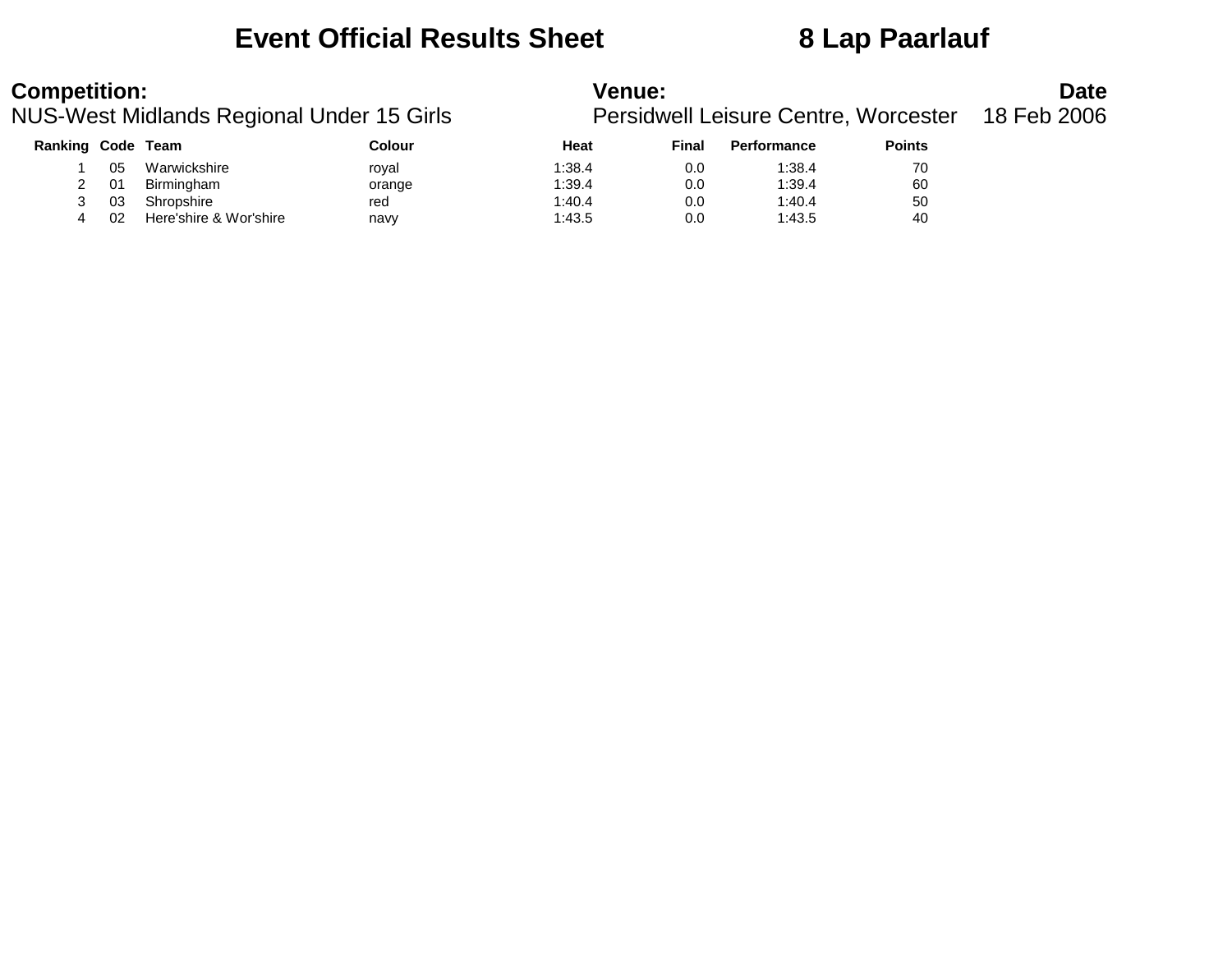# Event Official Results Sheet 8 Lap Paarlauf

**Competition:**
NUS-West Midlands Regional Under 15 Girls

**Venue:**
Persidwell Leisure Centre, Worcester

**Date**
18 Feb 2006

| Ranking | Code | Team | Colour | Heat | Final | Performance | Points |
|---|---|---|---|---|---|---|---|
| 1 | 05 | Warwickshire | royal | 1:38.4 | 0.0 | 1:38.4 | 70 |
| 2 | 01 | Birmingham | orange | 1:39.4 | 0.0 | 1:39.4 | 60 |
| 3 | 03 | Shropshire | red | 1:40.4 | 0.0 | 1:40.4 | 50 |
| 4 | 02 | Here'shire & Wor'shire | navy | 1:43.5 | 0.0 | 1:43.5 | 40 |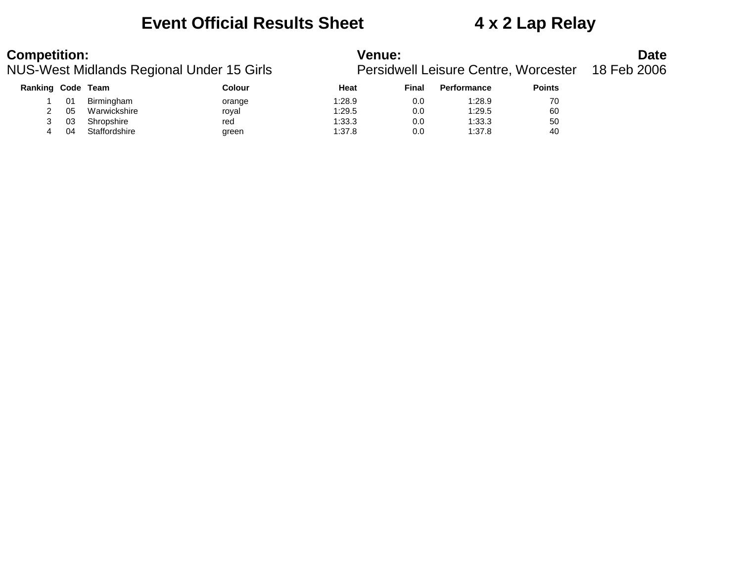# Event Official Results Sheet    4 x 2 Lap Relay

**Competition:**
NUS-West Midlands Regional Under 15 Girls

**Venue:**
Persidwell Leisure Centre, Worcester

**Date**
18 Feb 2006

| Ranking | Code | Team | Colour | Heat | Final | Performance | Points |
|---|---|---|---|---|---|---|---|
| 1 | 01 | Birmingham | orange | 1:28.9 | 0.0 | 1:28.9 | 70 |
| 2 | 05 | Warwickshire | royal | 1:29.5 | 0.0 | 1:29.5 | 60 |
| 3 | 03 | Shropshire | red | 1:33.3 | 0.0 | 1:33.3 | 50 |
| 4 | 04 | Staffordshire | green | 1:37.8 | 0.0 | 1:37.8 | 40 |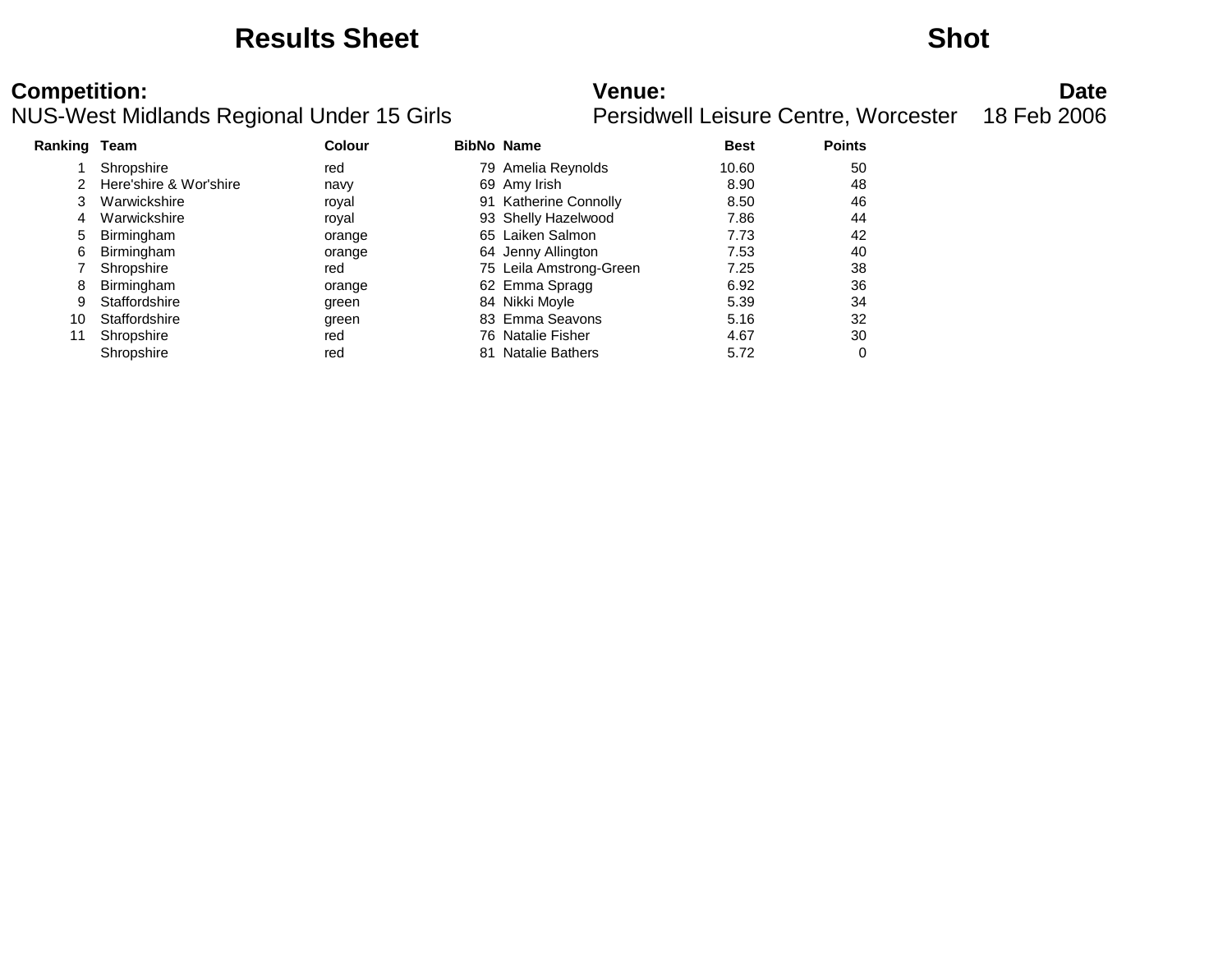# Results Sheet

# Shot

**Competition:**
NUS-West Midlands Regional Under 15 Girls

**Venue:**
Persidwell Leisure Centre, Worcester

**Date**
18 Feb 2006

| Ranking | Team | Colour | BibNo | Name | Best | Points |
|---|---|---|---|---|---|---|
| 1 | Shropshire | red | 79 | Amelia Reynolds | 10.60 | 50 |
| 2 | Here'shire & Wor'shire | navy | 69 | Amy Irish | 8.90 | 48 |
| 3 | Warwickshire | royal | 91 | Katherine Connolly | 8.50 | 46 |
| 4 | Warwickshire | royal | 93 | Shelly Hazelwood | 7.86 | 44 |
| 5 | Birmingham | orange | 65 | Laiken Salmon | 7.73 | 42 |
| 6 | Birmingham | orange | 64 | Jenny Allington | 7.53 | 40 |
| 7 | Shropshire | red | 75 | Leila Amstrong-Green | 7.25 | 38 |
| 8 | Birmingham | orange | 62 | Emma Spragg | 6.92 | 36 |
| 9 | Staffordshire | green | 84 | Nikki Moyle | 5.39 | 34 |
| 10 | Staffordshire | green | 83 | Emma Seavons | 5.16 | 32 |
| 11 | Shropshire | red | 76 | Natalie Fisher | 4.67 | 30 |
| | Shropshire | red | 81 | Natalie Bathers | 5.72 | 0 |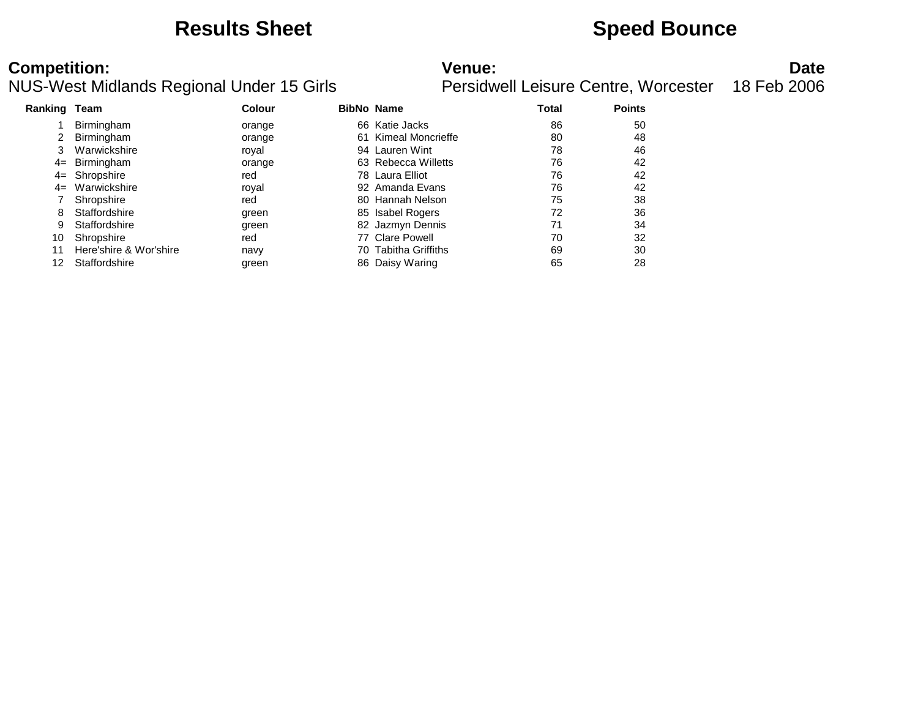# Results Sheet

# Speed Bounce

**Competition:**
NUS-West Midlands Regional Under 15 Girls

**Venue:**
Persidwell Leisure Centre, Worcester

**Date**
18 Feb 2006

| Ranking | Team | Colour | BibNo | Name | Total | Points |
|---|---|---|---|---|---|---|
| 1 | Birmingham | orange | 66 | Katie Jacks | 86 | 50 |
| 2 | Birmingham | orange | 61 | Kimeal Moncrieffe | 80 | 48 |
| 3 | Warwickshire | royal | 94 | Lauren Wint | 78 | 46 |
| 4= | Birmingham | orange | 63 | Rebecca Willetts | 76 | 42 |
| 4= | Shropshire | red | 78 | Laura Elliot | 76 | 42 |
| 4= | Warwickshire | royal | 92 | Amanda Evans | 76 | 42 |
| 7 | Shropshire | red | 80 | Hannah Nelson | 75 | 38 |
| 8 | Staffordshire | green | 85 | Isabel Rogers | 72 | 36 |
| 9 | Staffordshire | green | 82 | Jazmyn Dennis | 71 | 34 |
| 10 | Shropshire | red | 77 | Clare Powell | 70 | 32 |
| 11 | Here'shire & Wor'shire | navy | 70 | Tabitha Griffiths | 69 | 30 |
| 12 | Staffordshire | green | 86 | Daisy Waring | 65 | 28 |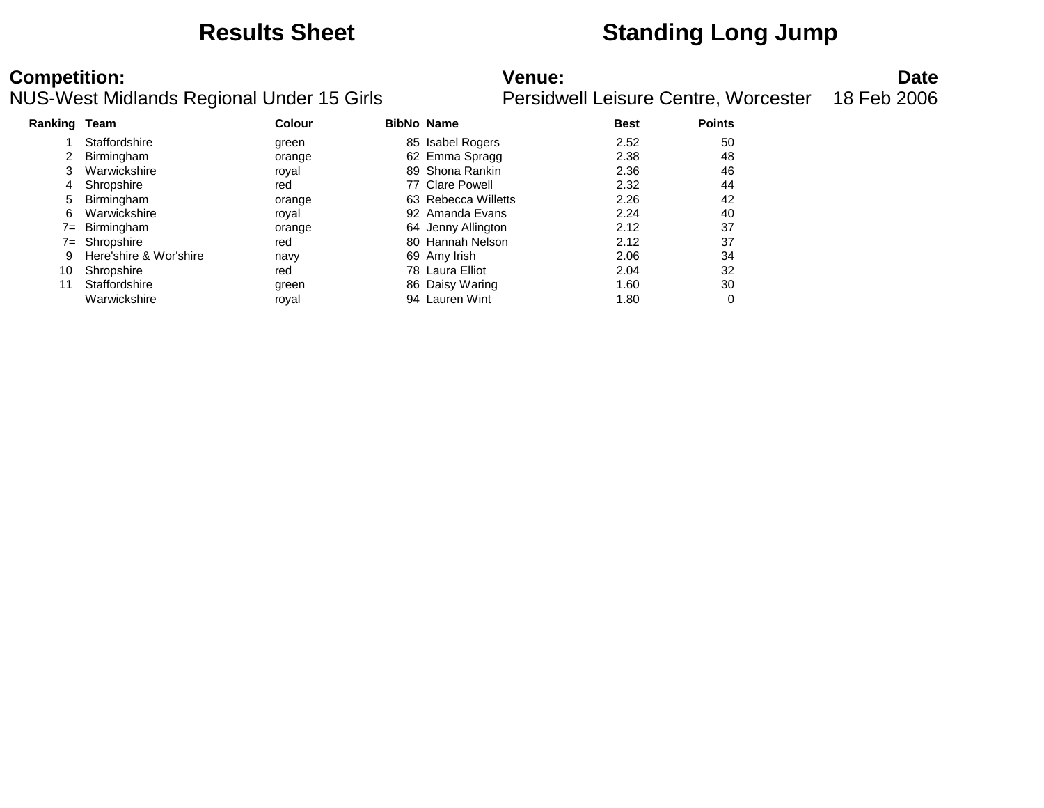# Results Sheet — Standing Long Jump

**Competition:**
NUS-West Midlands Regional Under 15 Girls

**Venue:**
Persidwell Leisure Centre, Worcester

**Date**
18 Feb 2006

| Ranking | Team | Colour | BibNo | Name | Best | Points |
|---|---|---|---|---|---|---|
| 1 | Staffordshire | green | 85 | Isabel Rogers | 2.52 | 50 |
| 2 | Birmingham | orange | 62 | Emma Spragg | 2.38 | 48 |
| 3 | Warwickshire | royal | 89 | Shona Rankin | 2.36 | 46 |
| 4 | Shropshire | red | 77 | Clare Powell | 2.32 | 44 |
| 5 | Birmingham | orange | 63 | Rebecca Willetts | 2.26 | 42 |
| 6 | Warwickshire | royal | 92 | Amanda Evans | 2.24 | 40 |
| 7= | Birmingham | orange | 64 | Jenny Allington | 2.12 | 37 |
| 7= | Shropshire | red | 80 | Hannah Nelson | 2.12 | 37 |
| 9 | Here'shire & Wor'shire | navy | 69 | Amy Irish | 2.06 | 34 |
| 10 | Shropshire | red | 78 | Laura Elliot | 2.04 | 32 |
| 11 | Staffordshire | green | 86 | Daisy Waring | 1.60 | 30 |
| | Warwickshire | royal | 94 | Lauren Wint | 1.80 | 0 |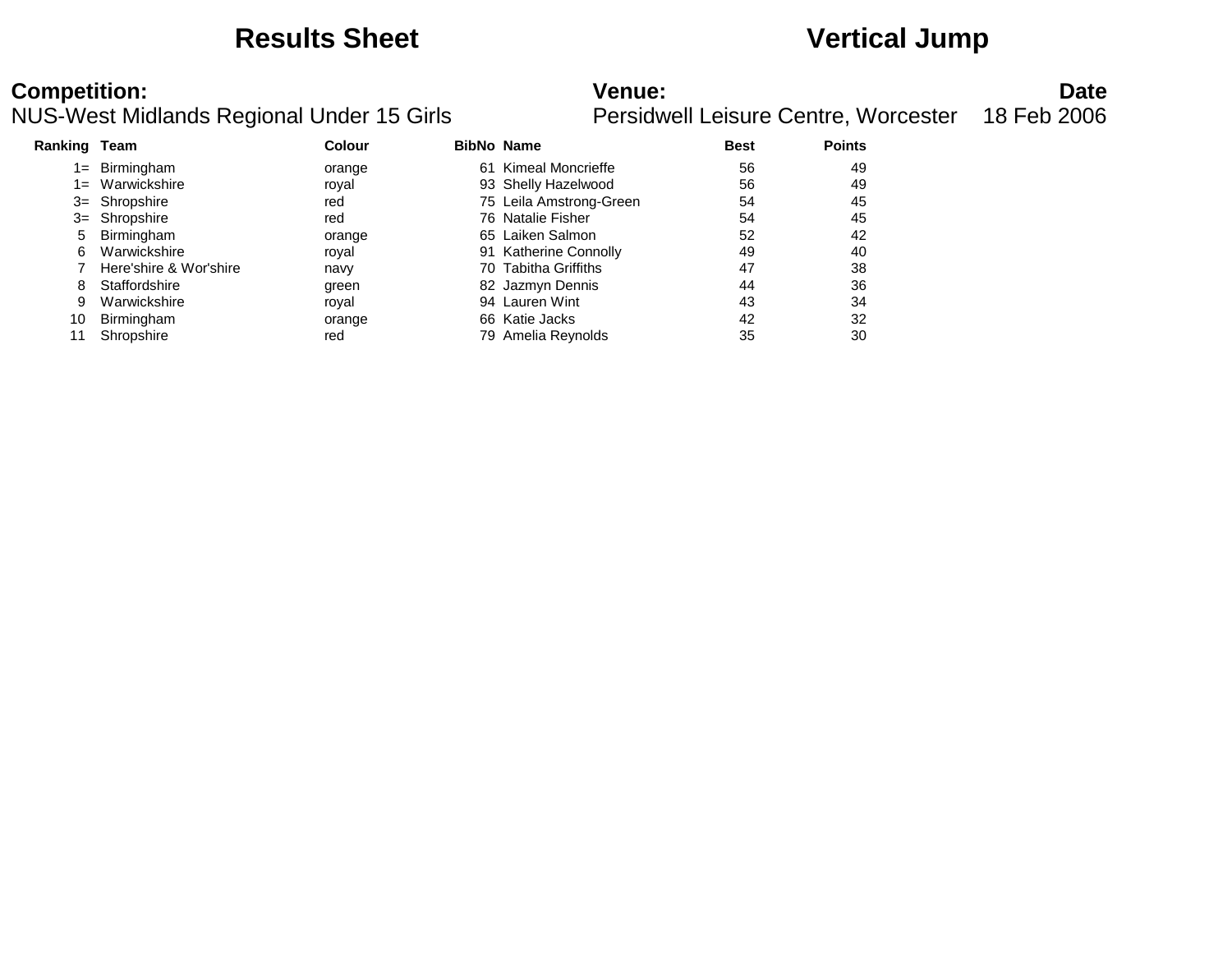# Results Sheet

# Vertical Jump

**Competition:**
NUS-West Midlands Regional Under 15 Girls

**Venue:**
Persidwell Leisure Centre, Worcester

**Date**
18 Feb 2006

| Ranking | Team | Colour | BibNo | Name | Best | Points |
|---|---|---|---|---|---|---|
| 1= | Birmingham | orange | 61 | Kimeal Moncrieffe | 56 | 49 |
| 1= | Warwickshire | royal | 93 | Shelly Hazelwood | 56 | 49 |
| 3= | Shropshire | red | 75 | Leila Amstrong-Green | 54 | 45 |
| 3= | Shropshire | red | 76 | Natalie Fisher | 54 | 45 |
| 5 | Birmingham | orange | 65 | Laiken Salmon | 52 | 42 |
| 6 | Warwickshire | royal | 91 | Katherine Connolly | 49 | 40 |
| 7 | Here'shire & Wor'shire | navy | 70 | Tabitha Griffiths | 47 | 38 |
| 8 | Staffordshire | green | 82 | Jazmyn Dennis | 44 | 36 |
| 9 | Warwickshire | royal | 94 | Lauren Wint | 43 | 34 |
| 10 | Birmingham | orange | 66 | Katie Jacks | 42 | 32 |
| 11 | Shropshire | red | 79 | Amelia Reynolds | 35 | 30 |